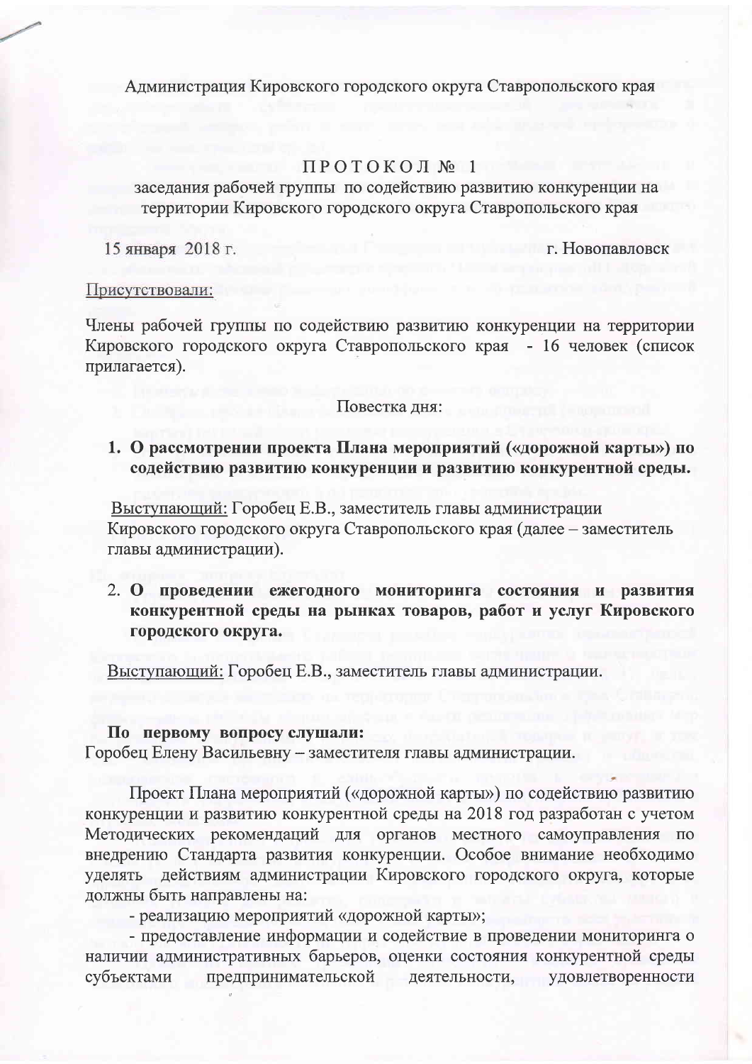Администрация Кировского городского округа Ставропольского края

# ПРОТОКОЛ № 1

## заседания рабочей группы по содействию развитию конкуренции на территории Кировского городского округа Ставропольского края

15 января 2018 г. г. Новопавловск

Присутствовали:

Члены рабочей группы по содействию развитию конкуренции на территории Кировского городского округа Ставропольского края - 16 человек (список прилагается).

Повестка дня:

1. **О рассмотрении проекта Плана мероприятий («дорожной карты») по содействию развитию конкуренции и развитию конкурентной среды.**

Выступающий: Горобец Е.В., заместитель главы администрации Кировского городского округа Ставропольского края (далее – заместитель главы администрации).

2. **О проведении ежегодного мониторинга состояния и развития конкурентной среды на рынках товаров, работ и услуг Кировского городского округа.**

Выступающий: Горобец Е.В., заместитель главы администрации.

**По первому вопросу слушали:**
Горобец Елену Васильевну – заместителя главы администрации.

Проект Плана мероприятий («дорожной карты») по содействию развитию конкуренции и развитию конкурентной среды на 2018 год разработан с учетом Методических рекомендаций для органов местного самоуправления по внедрению Стандарта развития конкуренции. Особое внимание необходимо уделять действиям администрации Кировского городского округа, которые должны быть направлены на:

- реализацию мероприятий «дорожной карты»;
- предоставление информации и содействие в проведении мониторинга о наличии административных барьеров, оценки состояния конкурентной среды субъектами предпринимательской деятельности, удовлетворенности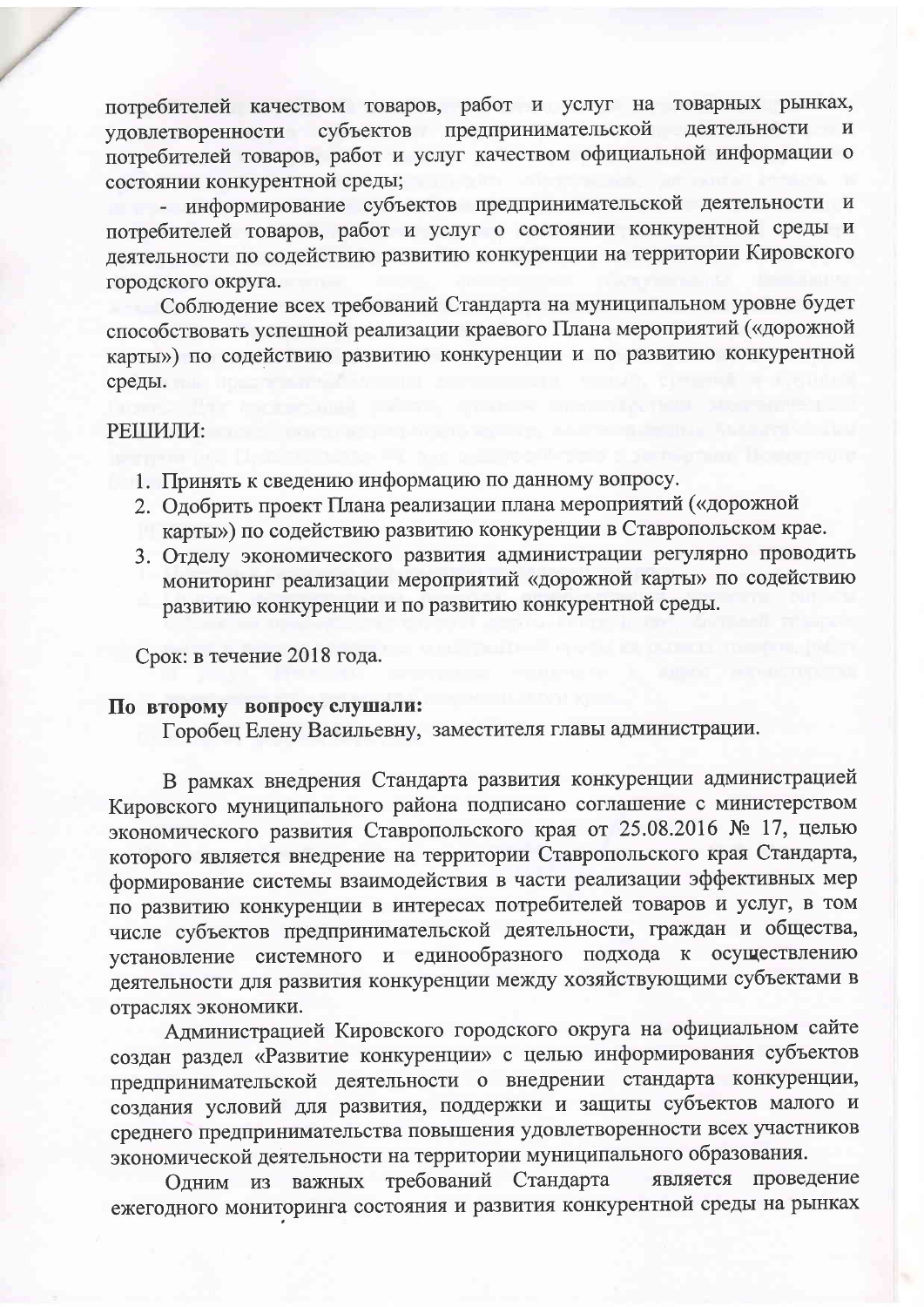потребителей качеством товаров, работ и услуг на товарных рынках, удовлетворенности субъектов предпринимательской деятельности и потребителей товаров, работ и услуг качеством официальной информации о состоянии конкурентной среды;

- информирование субъектов предпринимательской деятельности и потребителей товаров, работ и услуг о состоянии конкурентной среды и деятельности по содействию развитию конкуренции на территории Кировского городского округа.

Соблюдение всех требований Стандарта на муниципальном уровне будет способствовать успешной реализации краевого Плана мероприятий («дорожной карты») по содействию развитию конкуренции и по развитию конкурентной среды.

РЕШИЛИ:

1. Принять к сведению информацию по данному вопросу.
2. Одобрить проект Плана реализации плана мероприятий («дорожной карты») по содействию развитию конкуренции в Ставропольском крае.
3. Отделу экономического развития администрации регулярно проводить мониторинг реализации мероприятий «дорожной карты» по содействию развитию конкуренции и по развитию конкурентной среды.

Срок: в течение 2018 года.

**По второму вопросу слушали:**
Горобец Елену Васильевну, заместителя главы администрации.

В рамках внедрения Стандарта развития конкуренции администрацией Кировского муниципального района подписано соглашение с министерством экономического развития Ставропольского края от 25.08.2016 № 17, целью которого является внедрение на территории Ставропольского края Стандарта, формирование системы взаимодействия в части реализации эффективных мер по развитию конкуренции в интересах потребителей товаров и услуг, в том числе субъектов предпринимательской деятельности, граждан и общества, установление системного и единообразного подхода к осуществлению деятельности для развития конкуренции между хозяйствующими субъектами в отраслях экономики.

Администрацией Кировского городского округа на официальном сайте создан раздел «Развитие конкуренции» с целью информирования субъектов предпринимательской деятельности о внедрении стандарта конкуренции, создания условий для развития, поддержки и защиты субъектов малого и среднего предпринимательства повышения удовлетворенности всех участников экономической деятельности на территории муниципального образования.

Одним из важных требований Стандарта является проведение ежегодного мониторинга состояния и развития конкурентной среды на рынках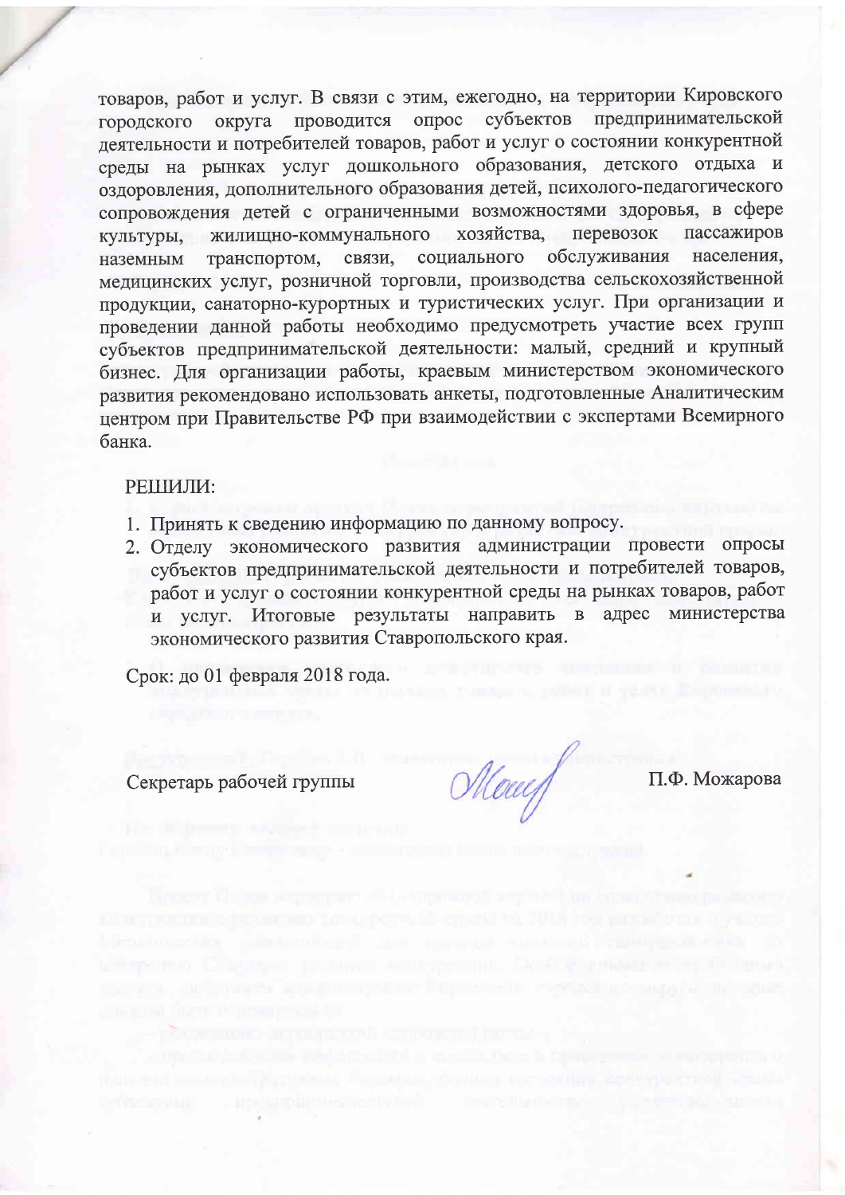товаров, работ и услуг. В связи с этим, ежегодно, на территории Кировского городского округа проводится опрос субъектов предпринимательской деятельности и потребителей товаров, работ и услуг о состоянии конкурентной среды на рынках услуг дошкольного образования, детского отдыха и оздоровления, дополнительного образования детей, психолого-педагогического сопровождения детей с ограниченными возможностями здоровья, в сфере культуры, жилищно-коммунального хозяйства, перевозок пассажиров наземным транспортом, связи, социального обслуживания населения, медицинских услуг, розничной торговли, производства сельскохозяйственной продукции, санаторно-курортных и туристических услуг. При организации и проведении данной работы необходимо предусмотреть участие всех групп субъектов предпринимательской деятельности: малый, средний и крупный бизнес. Для организации работы, краевым министерством экономического развития рекомендовано использовать анкеты, подготовленные Аналитическим центром при Правительстве РФ при взаимодействии с экспертами Всемирного банка.

РЕШИЛИ:

1. Принять к сведению информацию по данному вопросу.
2. Отделу экономического развития администрации провести опросы субъектов предпринимательской деятельности и потребителей товаров, работ и услуг о состоянии конкурентной среды на рынках товаров, работ и услуг. Итоговые результаты направить в адрес министерства экономического развития Ставропольского края.

Срок: до 01 февраля 2018 года.

Секретарь рабочей группы П.Ф. Можарова